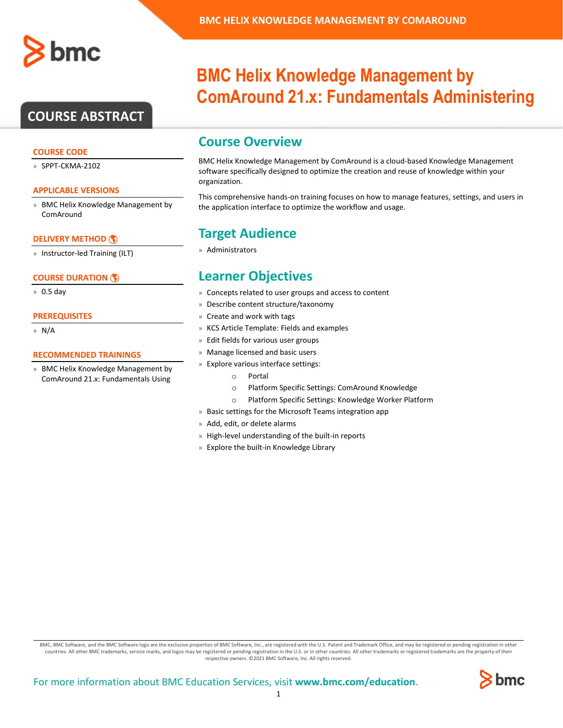# BMC Helix Knowledge Management by ComAround 21.x: Fundamentals Administering

## COURSE ABSTRACT

### COURSE CODE

- SPPT-CKMA-2102

### APPLICABLE VERSIONS

- BMC Helix Knowledge Management by ComAround

### DELIVERY METHOD

- Instructor-led Training (ILT)

### COURSE DURATION

- 0.5 day

### PREREQUISITES

- N/A

### RECOMMENDED TRAININGS

- BMC Helix Knowledge Management by ComAround 21.x: Fundamentals Using

## Course Overview

BMC Helix Knowledge Management by ComAround is a cloud-based Knowledge Management software specifically designed to optimize the creation and reuse of knowledge within your organization.

This comprehensive hands-on training focuses on how to manage features, settings, and users in the application interface to optimize the workflow and usage.

## Target Audience

- Administrators

## Learner Objectives

- Concepts related to user groups and access to content
- Describe content structure/taxonomy
- Create and work with tags
- KCS Article Template: Fields and examples
- Edit fields for various user groups
- Manage licensed and basic users
- Explore various interface settings:
  - Portal
  - Platform Specific Settings: ComAround Knowledge
  - Platform Specific Settings: Knowledge Worker Platform
- Basic settings for the Microsoft Teams integration app
- Add, edit, or delete alarms
- High-level understanding of the built-in reports
- Explore the built-in Knowledge Library

BMC, BMC Software, and the BMC Software logo are the exclusive properties of BMC Software, Inc., are registered with the U.S. Patent and Trademark Office, and may be registered or pending registration in other countries. All other BMC trademarks, service marks, and logos may be registered or pending registration in the U.S. or in other countries. All other trademarks or registered trademarks are the property of their respective owners. ©2021 BMC Software, Inc. All rights reserved.

For more information about BMC Education Services, visit **www.bmc.com/education**.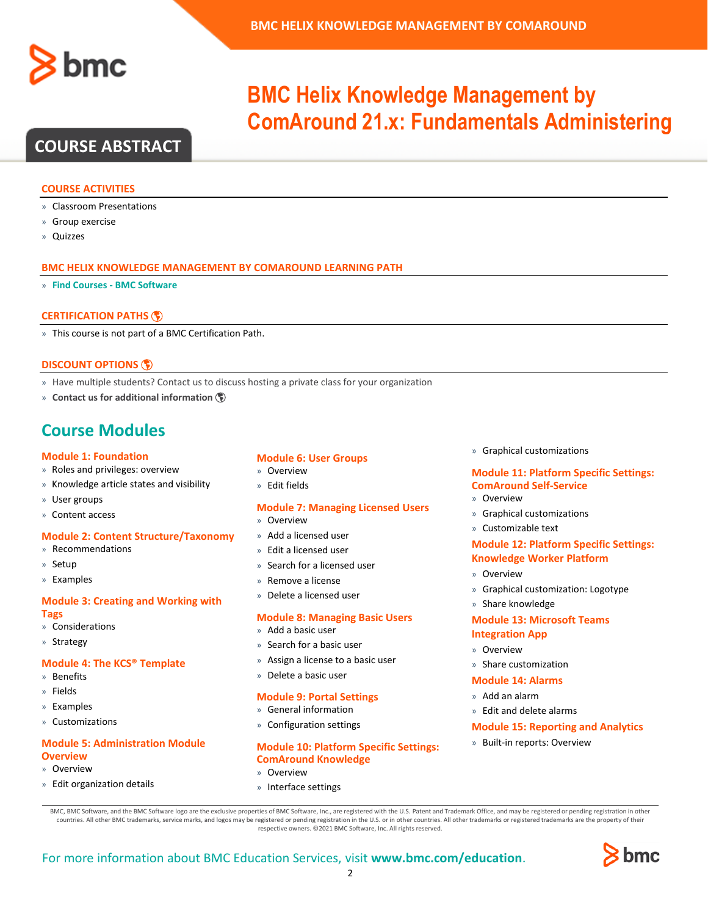# BMC Helix Knowledge Management by ComAround 21.x: Fundamentals Administering

## COURSE ABSTRACT

### COURSE ACTIVITIES

- Classroom Presentations
- Group exercise
- Quizzes

### BMC HELIX KNOWLEDGE MANAGEMENT BY COMAROUND LEARNING PATH

- **Find Courses - BMC Software**

### CERTIFICATION PATHS

- This course is not part of a BMC Certification Path.

### DISCOUNT OPTIONS

- Have multiple students? Contact us to discuss hosting a private class for your organization
- **Contact us for additional information**

## Course Modules

### Module 1: Foundation

- Roles and privileges: overview
- Knowledge article states and visibility
- User groups
- Content access

### Module 2: Content Structure/Taxonomy

- Recommendations
- Setup
- Examples

### Module 3: Creating and Working with Tags

- Considerations
- Strategy

### Module 4: The KCS® Template

- Benefits
- Fields
- Examples
- Customizations

### Module 5: Administration Module Overview

- Overview
- Edit organization details

### Module 6: User Groups

- Overview
- Edit fields

### Module 7: Managing Licensed Users

- Overview
- Add a licensed user
- Edit a licensed user
- Search for a licensed user
- Remove a license
- Delete a licensed user

### Module 8: Managing Basic Users

- Add a basic user
- Search for a basic user
- Assign a license to a basic user
- Delete a basic user

### Module 9: Portal Settings

- General information
- Configuration settings

### Module 10: Platform Specific Settings: ComAround Knowledge

- Overview
- Interface settings
- Graphical customizations

### Module 11: Platform Specific Settings: ComAround Self-Service

- Overview
- Graphical customizations
- Customizable text

### Module 12: Platform Specific Settings: Knowledge Worker Platform

- Overview
- Graphical customization: Logotype
- Share knowledge

### Module 13: Microsoft Teams Integration App

- Overview
- Share customization

### Module 14: Alarms

- Add an alarm
- Edit and delete alarms

### Module 15: Reporting and Analytics

- Built-in reports: Overview

BMC, BMC Software, and the BMC Software logo are the exclusive properties of BMC Software, Inc., are registered with the U.S. Patent and Trademark Office, and may be registered or pending registration in other countries. All other BMC trademarks, service marks, and logos may be registered or pending registration in the U.S. or in other countries. All other trademarks or registered trademarks are the property of their respective owners. ©2021 BMC Software, Inc. All rights reserved.

For more information about BMC Education Services, visit **www.bmc.com/education**.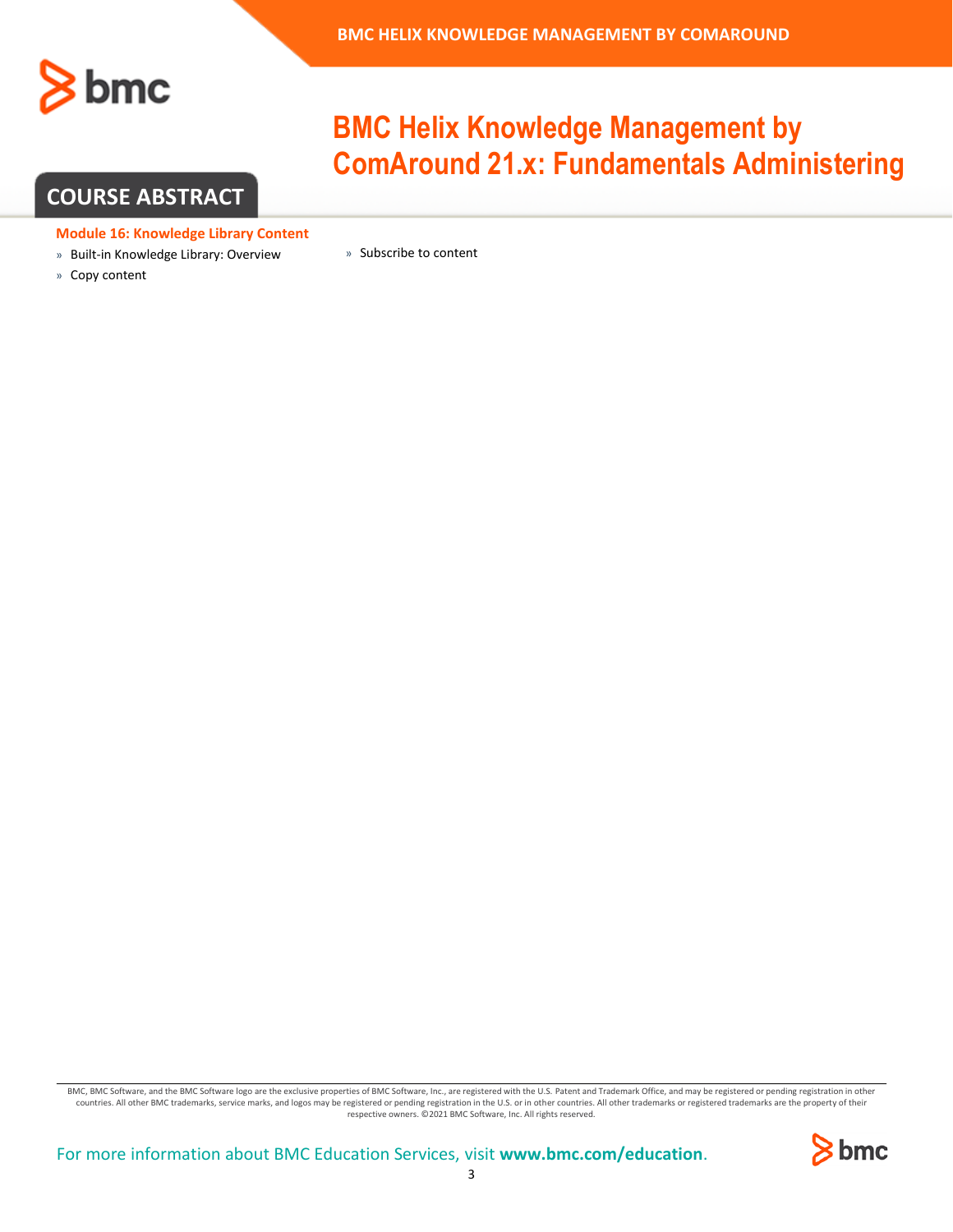# BMC Helix Knowledge Management by ComAround 21.x: Fundamentals Administering

## COURSE ABSTRACT

### Module 16: Knowledge Library Content

- Built-in Knowledge Library: Overview
- Copy content
- Subscribe to content

BMC, BMC Software, and the BMC Software logo are the exclusive properties of BMC Software, Inc., are registered with the U.S. Patent and Trademark Office, and may be registered or pending registration in other countries. All other BMC trademarks, service marks, and logos may be registered or pending registration in the U.S. or in other countries. All other trademarks or registered trademarks are the property of their respective owners. ©2021 BMC Software, Inc. All rights reserved.

For more information about BMC Education Services, visit **www.bmc.com/education**.